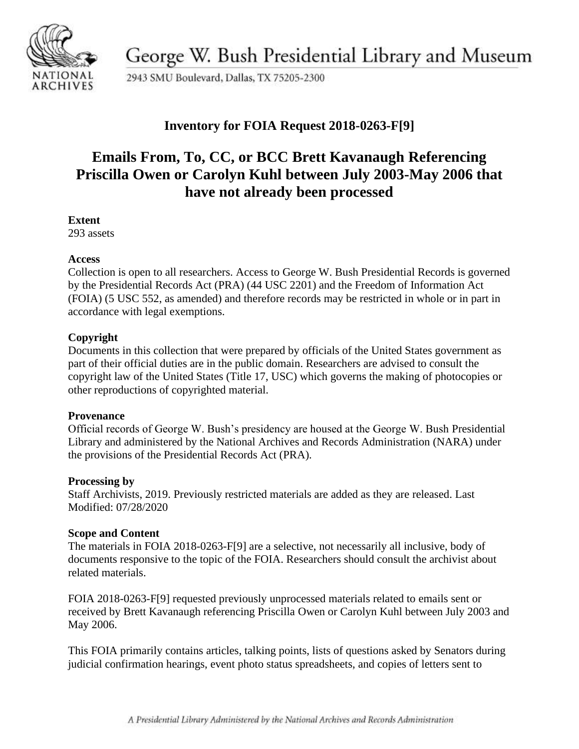George W. Bush Presidential Library and Museum

2943 SMU Boulevard, Dallas, TX 75205-2300

NATIONAL ARCHIVES

## Inventory for FOIA Request 2018-0263-F[9]

# Emails From, To, CC, or BCC Brett Kavanaugh Referencing Priscilla Owen or Carolyn Kuhl between July 2003-May 2006 that have not already been processed

**Extent**
293 assets

**Access**
Collection is open to all researchers. Access to George W. Bush Presidential Records is governed by the Presidential Records Act (PRA) (44 USC 2201) and the Freedom of Information Act (FOIA) (5 USC 552, as amended) and therefore records may be restricted in whole or in part in accordance with legal exemptions.

**Copyright**
Documents in this collection that were prepared by officials of the United States government as part of their official duties are in the public domain. Researchers are advised to consult the copyright law of the United States (Title 17, USC) which governs the making of photocopies or other reproductions of copyrighted material.

**Provenance**
Official records of George W. Bush's presidency are housed at the George W. Bush Presidential Library and administered by the National Archives and Records Administration (NARA) under the provisions of the Presidential Records Act (PRA).

**Processing by**
Staff Archivists, 2019. Previously restricted materials are added as they are released. Last Modified: 07/28/2020

**Scope and Content**
The materials in FOIA 2018-0263-F[9] are a selective, not necessarily all inclusive, body of documents responsive to the topic of the FOIA. Researchers should consult the archivist about related materials.

FOIA 2018-0263-F[9] requested previously unprocessed materials related to emails sent or received by Brett Kavanaugh referencing Priscilla Owen or Carolyn Kuhl between July 2003 and May 2006.

This FOIA primarily contains articles, talking points, lists of questions asked by Senators during judicial confirmation hearings, event photo status spreadsheets, and copies of letters sent to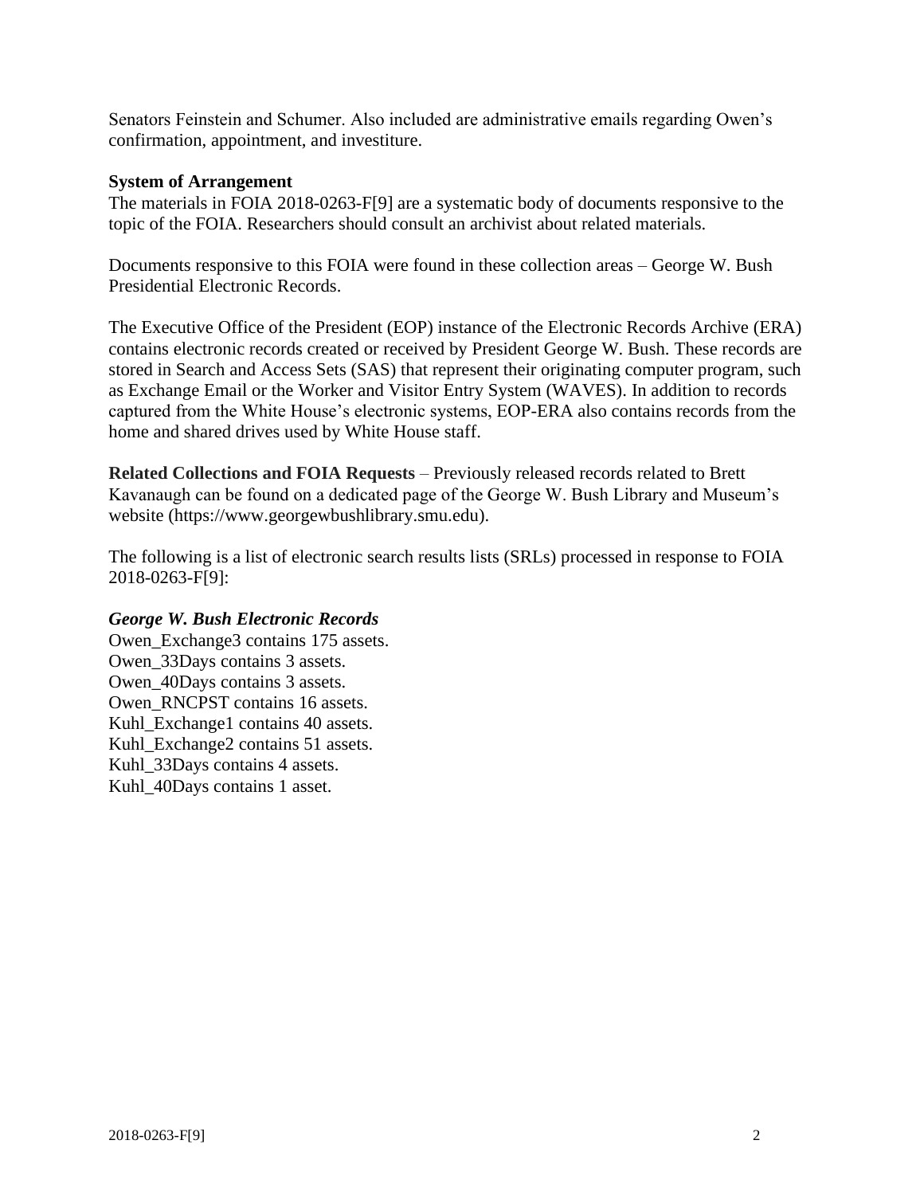Senators Feinstein and Schumer. Also included are administrative emails regarding Owen's confirmation, appointment, and investiture.

**System of Arrangement**
The materials in FOIA 2018-0263-F[9] are a systematic body of documents responsive to the topic of the FOIA. Researchers should consult an archivist about related materials.

Documents responsive to this FOIA were found in these collection areas – George W. Bush Presidential Electronic Records.

The Executive Office of the President (EOP) instance of the Electronic Records Archive (ERA) contains electronic records created or received by President George W. Bush. These records are stored in Search and Access Sets (SAS) that represent their originating computer program, such as Exchange Email or the Worker and Visitor Entry System (WAVES). In addition to records captured from the White House's electronic systems, EOP-ERA also contains records from the home and shared drives used by White House staff.

**Related Collections and FOIA Requests** – Previously released records related to Brett Kavanaugh can be found on a dedicated page of the George W. Bush Library and Museum's website (https://www.georgewbushlibrary.smu.edu).

The following is a list of electronic search results lists (SRLs) processed in response to FOIA 2018-0263-F[9]:

***George W. Bush Electronic Records***
Owen_Exchange3 contains 175 assets.
Owen_33Days contains 3 assets.
Owen_40Days contains 3 assets.
Owen_RNCPST contains 16 assets.
Kuhl_Exchange1 contains 40 assets.
Kuhl_Exchange2 contains 51 assets.
Kuhl_33Days contains 4 assets.
Kuhl_40Days contains 1 asset.